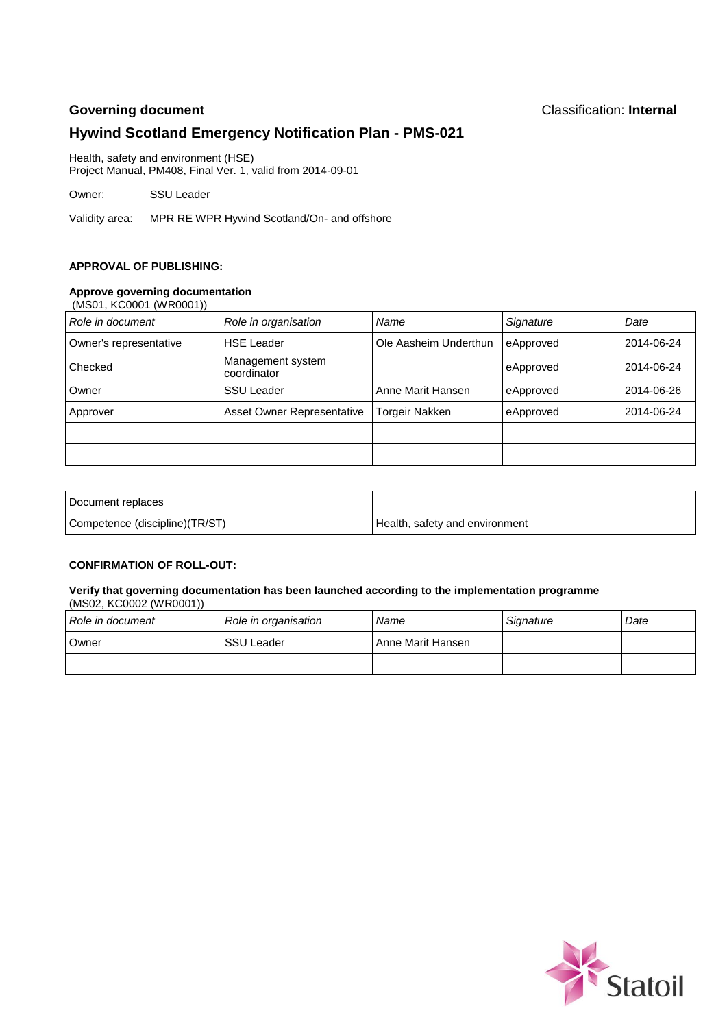**Governing document** Classification: **Internal**

# Hywind Scotland Emergency Notification Plan - PMS-021

Health, safety and environment (HSE)
Project Manual, PM408, Final Ver. 1, valid from 2014-09-01

Owner: SSU Leader

Validity area: MPR RE WPR Hywind Scotland/On- and offshore

**APPROVAL OF PUBLISHING:**

**Approve governing documentation**
(MS01, KC0001 (WR0001))

| *Role in document* | *Role in organisation* | *Name* | *Signature* | *Date* |
|---|---|---|---|---|
| Owner's representative | HSE Leader | Ole Aasheim Underthun | eApproved | 2014-06-24 |
| Checked | Management system coordinator | | eApproved | 2014-06-24 |
| Owner | SSU Leader | Anne Marit Hansen | eApproved | 2014-06-26 |
| Approver | Asset Owner Representative | Torgeir Nakken | eApproved | 2014-06-24 |
| | | | | |
| | | | | |

| Document replaces | |
|---|---|
| Competence (discipline)(TR/ST) | Health, safety and environment |

**CONFIRMATION OF ROLL-OUT:**

**Verify that governing documentation has been launched according to the implementation programme**
(MS02, KC0002 (WR0001))

| *Role in document* | *Role in organisation* | *Name* | *Signature* | *Date* |
|---|---|---|---|---|
| Owner | SSU Leader | Anne Marit Hansen | | |
| | | | | |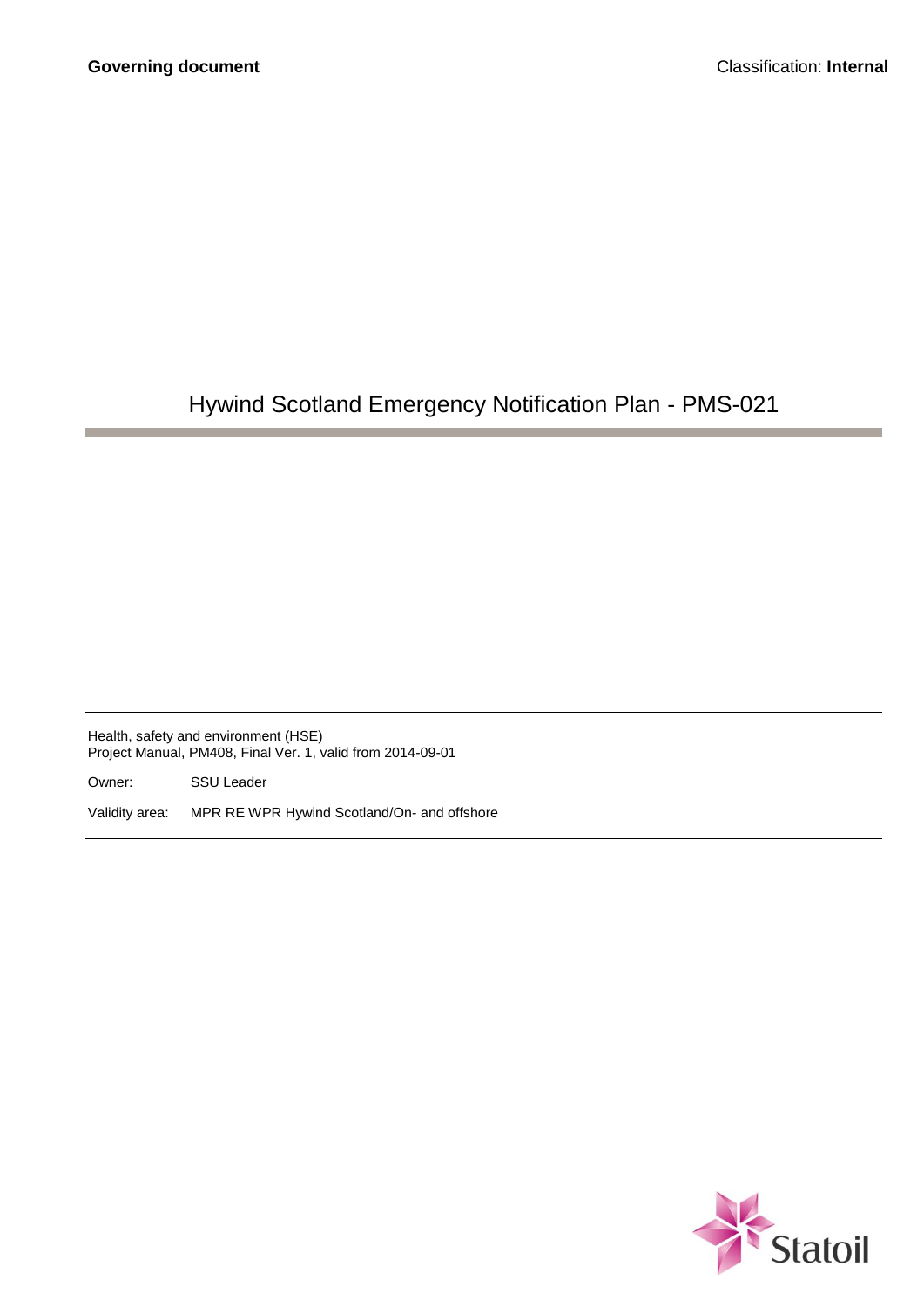Governing document

Classification: **Internal**

# Hywind Scotland Emergency Notification Plan - PMS-021

Health, safety and environment (HSE)
Project Manual, PM408, Final Ver. 1, valid from 2014-09-01

Owner: SSU Leader

Validity area: MPR RE WPR Hywind Scotland/On- and offshore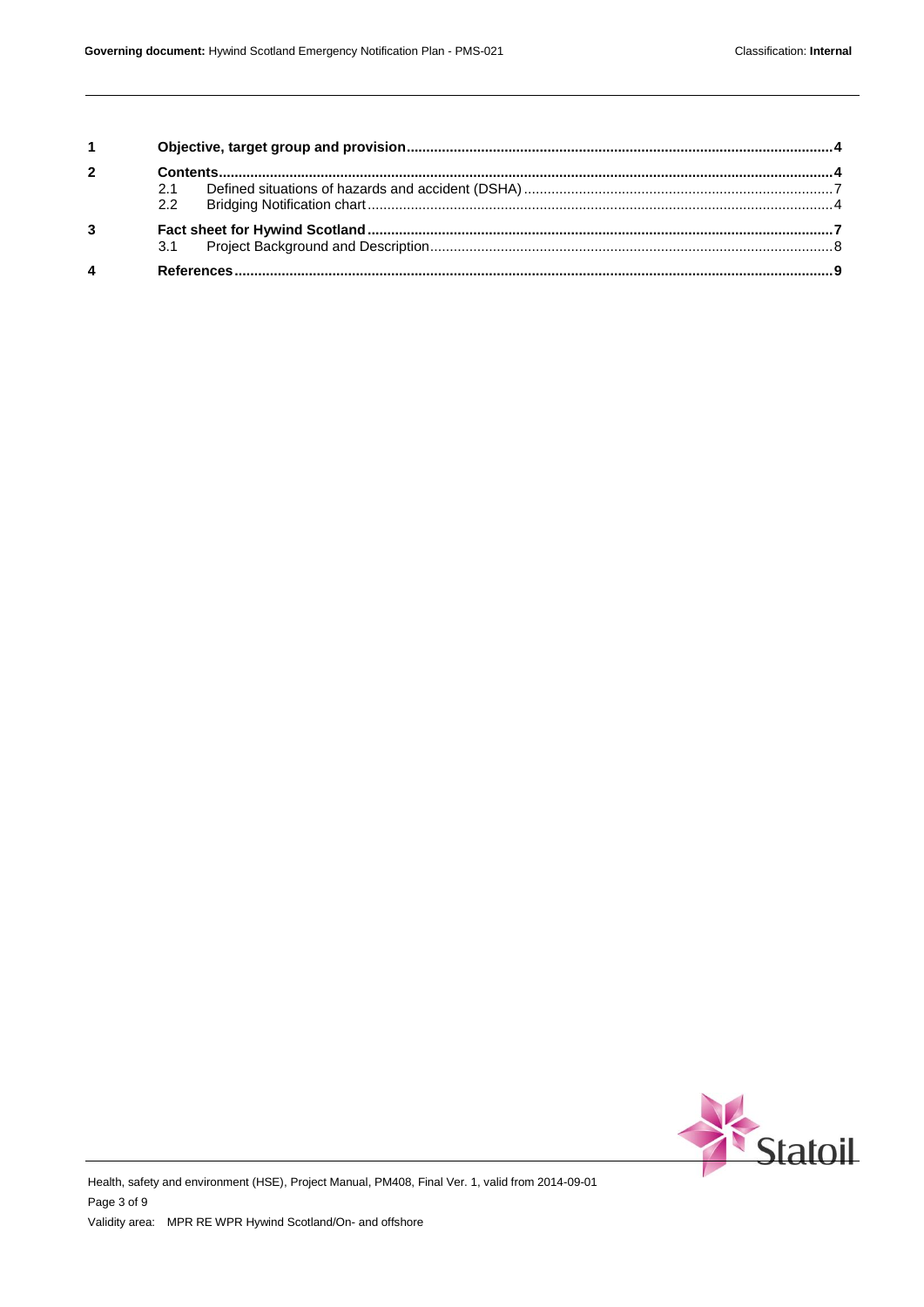| | | |
|---|---|---|
| **1** | **Objective, target group and provision** | **4** |
| **2** | **Contents** | **4** |
| | 2.1 Defined situations of hazards and accident (DSHA) | 7 |
| | 2.2 Bridging Notification chart | 4 |
| **3** | **Fact sheet for Hywind Scotland** | **7** |
| | 3.1 Project Background and Description | 8 |
| **4** | **References** | **9** |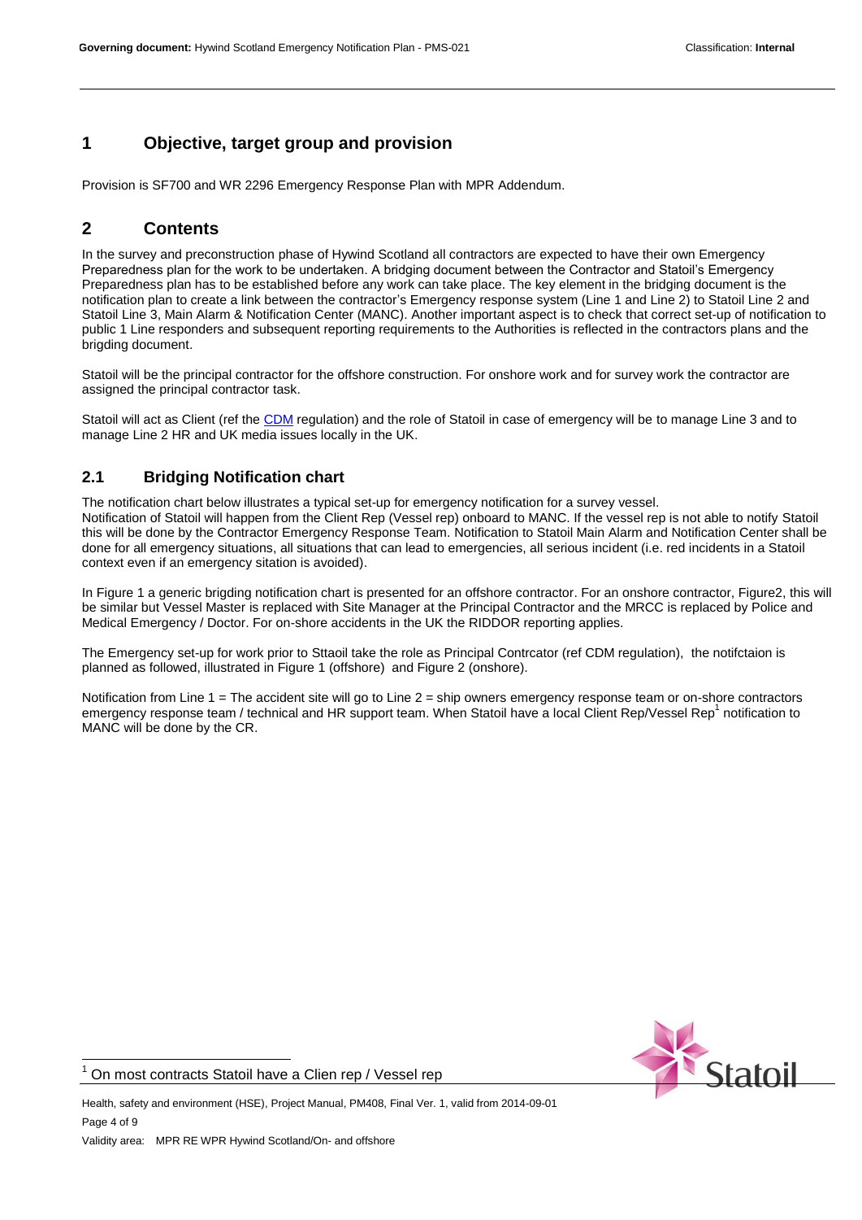# 1 Objective, target group and provision

Provision is SF700 and WR 2296 Emergency Response Plan with MPR Addendum.

# 2 Contents

In the survey and preconstruction phase of Hywind Scotland all contractors are expected to have their own Emergency Preparedness plan for the work to be undertaken. A bridging document between the Contractor and Statoil's Emergency Preparedness plan has to be established before any work can take place. The key element in the bridging document is the notification plan to create a link between the contractor's Emergency response system (Line 1 and Line 2) to Statoil Line 2 and Statoil Line 3, Main Alarm & Notification Center (MANC). Another important aspect is to check that correct set-up of notification to public 1 Line responders and subsequent reporting requirements to the Authorities is reflected in the contractors plans and the brigding document.

Statoil will be the principal contractor for the offshore construction. For onshore work and for survey work the contractor are assigned the principal contractor task.

Statoil will act as Client (ref the CDM regulation) and the role of Statoil in case of emergency will be to manage Line 3 and to manage Line 2 HR and UK media issues locally in the UK.

## 2.1 Bridging Notification chart

The notification chart below illustrates a typical set-up for emergency notification for a survey vessel.
Notification of Statoil will happen from the Client Rep (Vessel rep) onboard to MANC. If the vessel rep is not able to notify Statoil this will be done by the Contractor Emergency Response Team. Notification to Statoil Main Alarm and Notification Center shall be done for all emergency situations, all situations that can lead to emergencies, all serious incident (i.e. red incidents in a Statoil context even if an emergency sitation is avoided).

In Figure 1 a generic brigding notification chart is presented for an offshore contractor. For an onshore contractor, Figure2, this will be similar but Vessel Master is replaced with Site Manager at the Principal Contractor and the MRCC is replaced by Police and Medical Emergency / Doctor. For on-shore accidents in the UK the RIDDOR reporting applies.

The Emergency set-up for work prior to Sttaoil take the role as Principal Contrcator (ref CDM regulation), the notifctaion is planned as followed, illustrated in Figure 1 (offshore) and Figure 2 (onshore).

Notification from Line 1 = The accident site will go to Line 2 = ship owners emergency response team or on-shore contractors emergency response team / technical and HR support team. When Statoil have a local Client Rep/Vessel Rep[1] notification to MANC will be done by the CR.

[1] On most contracts Statoil have a Clien rep / Vessel rep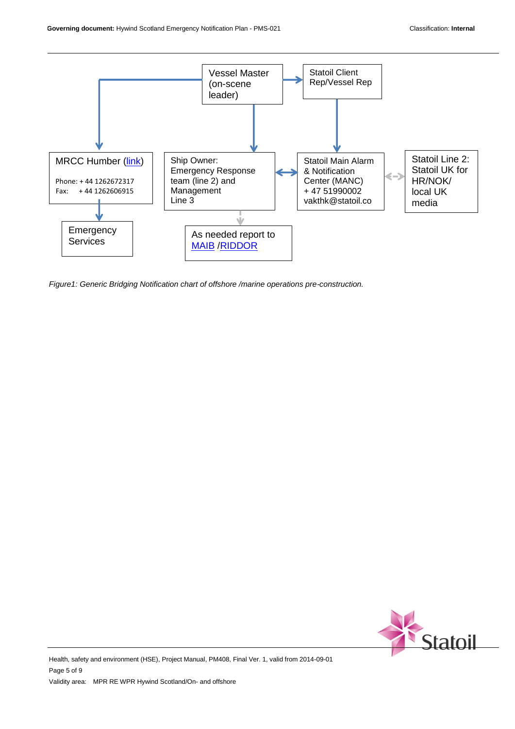Vessel Master (on-scene leader)

Statoil Client Rep/Vessel Rep

MRCC Humber ([link](#))

Phone: + 44 1262672317
Fax: + 44 1262606915

Ship Owner: Emergency Response team (line 2) and Management Line 3

Statoil Main Alarm & Notification Center (MANC)
+ 47 51990002
vakthk@statoil.co

Statoil Line 2: Statoil UK for HR/NOK/ local UK media

Emergency Services

As needed report to [MAIB](#) /[RIDDOR](#)

*Figure1: Generic Bridging Notification chart of offshore /marine operations pre-construction.*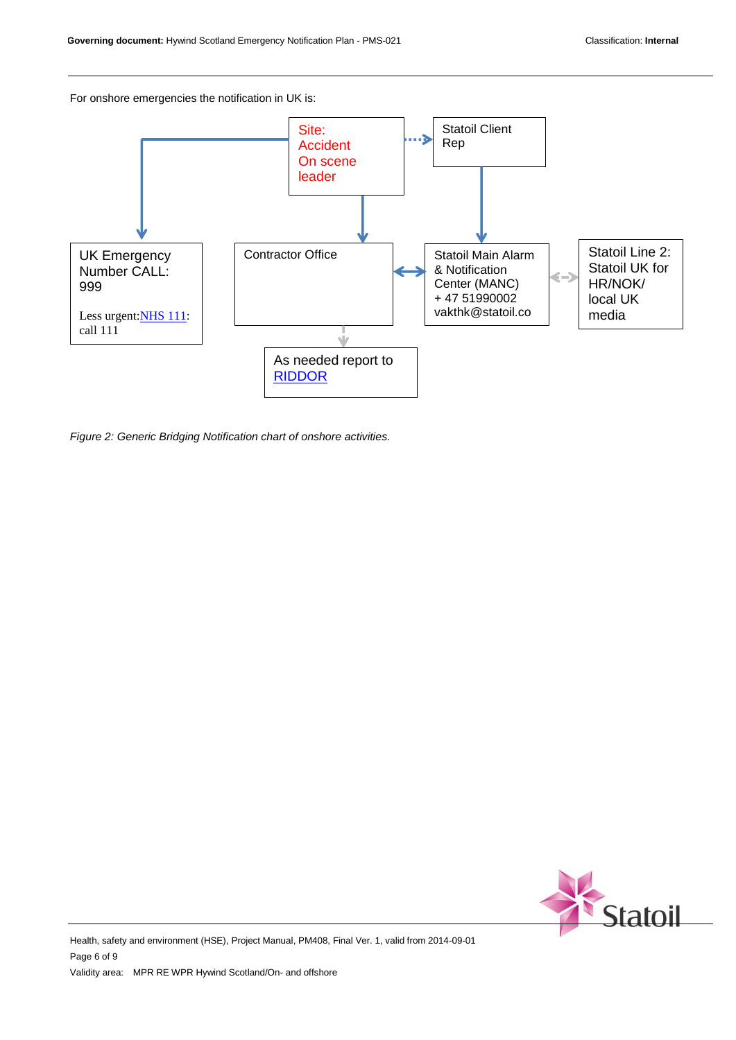For onshore emergencies the notification in UK is:

Site:
Accident
On scene
leader

Statoil Client Rep

UK Emergency Number CALL: 999

Less urgent: NHS 111: call 111

Contractor Office

Statoil Main Alarm & Notification Center (MANC)
+ 47 51990002
vakthk@statoil.co

Statoil Line 2: Statoil UK for HR/NOK/ local UK media

As needed report to RIDDOR

*Figure 2: Generic Bridging Notification chart of onshore activities.*

Health, safety and environment (HSE), Project Manual, PM408, Final Ver. 1, valid from 2014-09-01

Validity area: MPR RE WPR Hywind Scotland/On- and offshore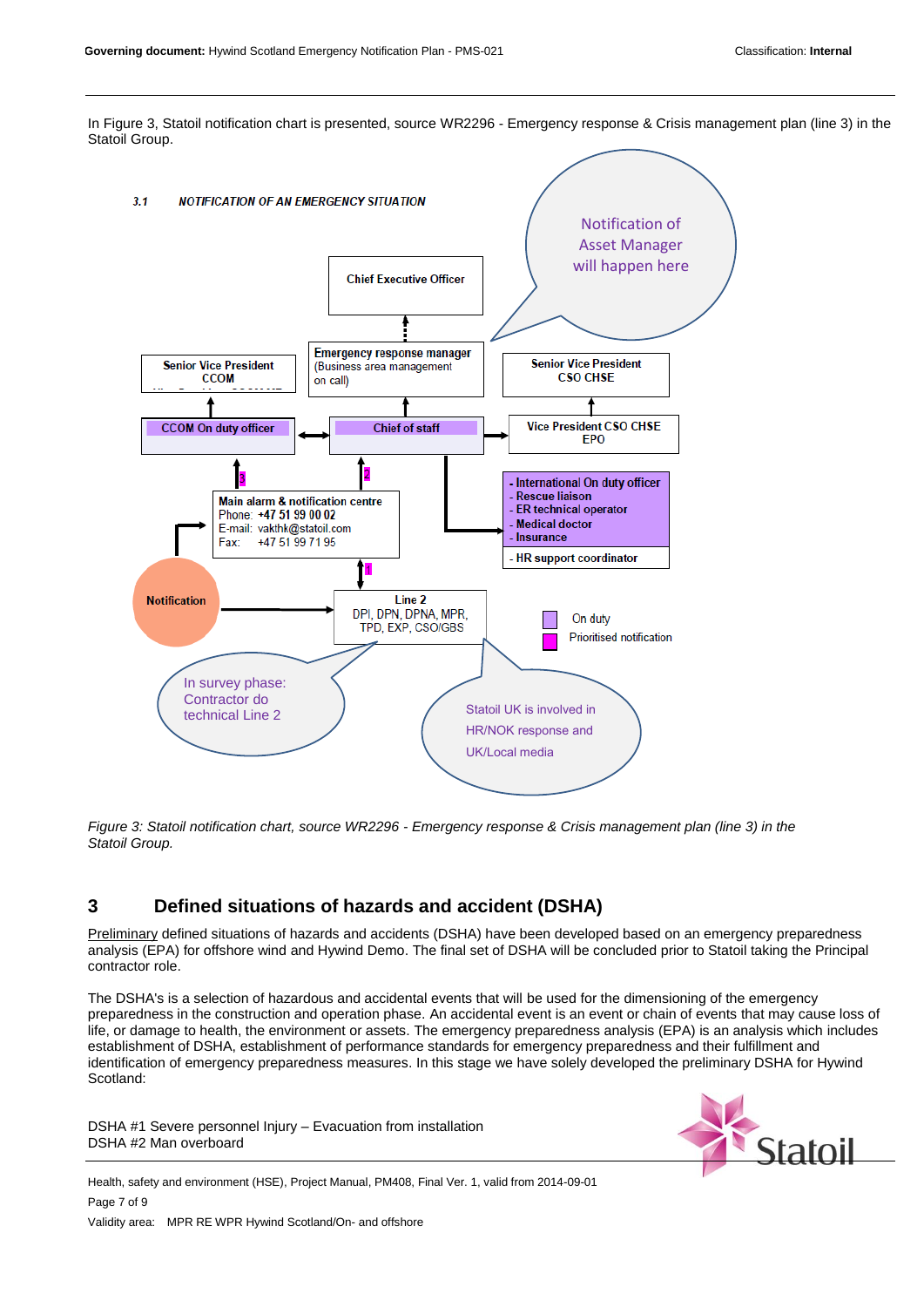In Figure 3, Statoil notification chart is presented, source WR2296 - Emergency response & Crisis management plan (line 3) in the Statoil Group.

**3.1 NOTIFICATION OF AN EMERGENCY SITUATION**

Chief Executive Officer

Notification of Asset Manager will happen here

Senior Vice President CCOM

Emergency response manager (Business area management on call)

Senior Vice President CSO CHSE

CCOM On duty officer

Chief of staff

Vice President CSO CHSE EPO

- International On duty officer
- Rescue liaison
- ER technical operator
- Medical doctor
- Insurance
- HR support coordinator

Main alarm & notification centre
Phone: +47 51 99 00 02
E-mail: vakthk@statoil.com
Fax: +47 51 99 71 95

Notification

Line 2
DPI, DPN, DPNA, MPR, TPD, EXP, CSO/GBS

On duty

Prioritised notification

In survey phase: Contractor do technical Line 2

Statoil UK is involved in HR/NOK response and UK/Local media

*Figure 3: Statoil notification chart, source WR2296 - Emergency response & Crisis management plan (line 3) in the Statoil Group.*

## 3 Defined situations of hazards and accident (DSHA)

Preliminary defined situations of hazards and accidents (DSHA) have been developed based on an emergency preparedness analysis (EPA) for offshore wind and Hywind Demo. The final set of DSHA will be concluded prior to Statoil taking the Principal contractor role.

The DSHA's is a selection of hazardous and accidental events that will be used for the dimensioning of the emergency preparedness in the construction and operation phase. An accidental event is an event or chain of events that may cause loss of life, or damage to health, the environment or assets. The emergency preparedness analysis (EPA) is an analysis which includes establishment of DSHA, establishment of performance standards for emergency preparedness and their fulfillment and identification of emergency preparedness measures. In this stage we have solely developed the preliminary DSHA for Hywind Scotland:

DSHA #1 Severe personnel Injury – Evacuation from installation
DSHA #2 Man overboard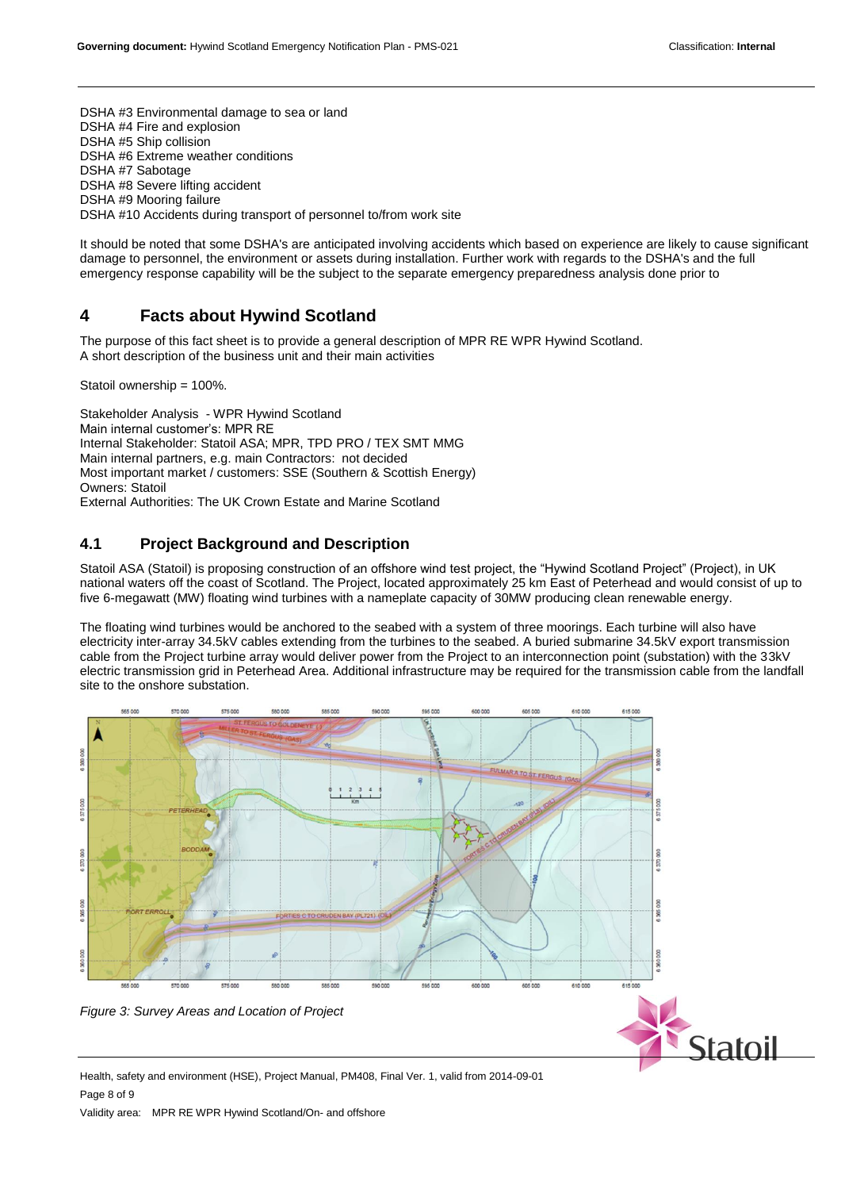DSHA #3 Environmental damage to sea or land
DSHA #4 Fire and explosion
DSHA #5 Ship collision
DSHA #6 Extreme weather conditions
DSHA #7 Sabotage
DSHA #8 Severe lifting accident
DSHA #9 Mooring failure
DSHA #10 Accidents during transport of personnel to/from work site

It should be noted that some DSHA's are anticipated involving accidents which based on experience are likely to cause significant damage to personnel, the environment or assets during installation. Further work with regards to the DSHA's and the full emergency response capability will be the subject to the separate emergency preparedness analysis done prior to

## 4 Facts about Hywind Scotland

The purpose of this fact sheet is to provide a general description of MPR RE WPR Hywind Scotland.
A short description of the business unit and their main activities

Statoil ownership = 100%.

Stakeholder Analysis - WPR Hywind Scotland
Main internal customer's: MPR RE
Internal Stakeholder: Statoil ASA; MPR, TPD PRO / TEX SMT MMG
Main internal partners, e.g. main Contractors: not decided
Most important market / customers: SSE (Southern & Scottish Energy)
Owners: Statoil
External Authorities: The UK Crown Estate and Marine Scotland

### 4.1 Project Background and Description

Statoil ASA (Statoil) is proposing construction of an offshore wind test project, the "Hywind Scotland Project" (Project), in UK national waters off the coast of Scotland. The Project, located approximately 25 km East of Peterhead and would consist of up to five 6-megawatt (MW) floating wind turbines with a nameplate capacity of 30MW producing clean renewable energy.

The floating wind turbines would be anchored to the seabed with a system of three moorings. Each turbine will also have electricity inter-array 34.5kV cables extending from the turbines to the seabed. A buried submarine 34.5kV export transmission cable from the Project turbine array would deliver power from the Project to an interconnection point (substation) with the 33kV electric transmission grid in Peterhead Area. Additional infrastructure may be required for the transmission cable from the landfall site to the onshore substation.

*Figure 3: Survey Areas and Location of Project*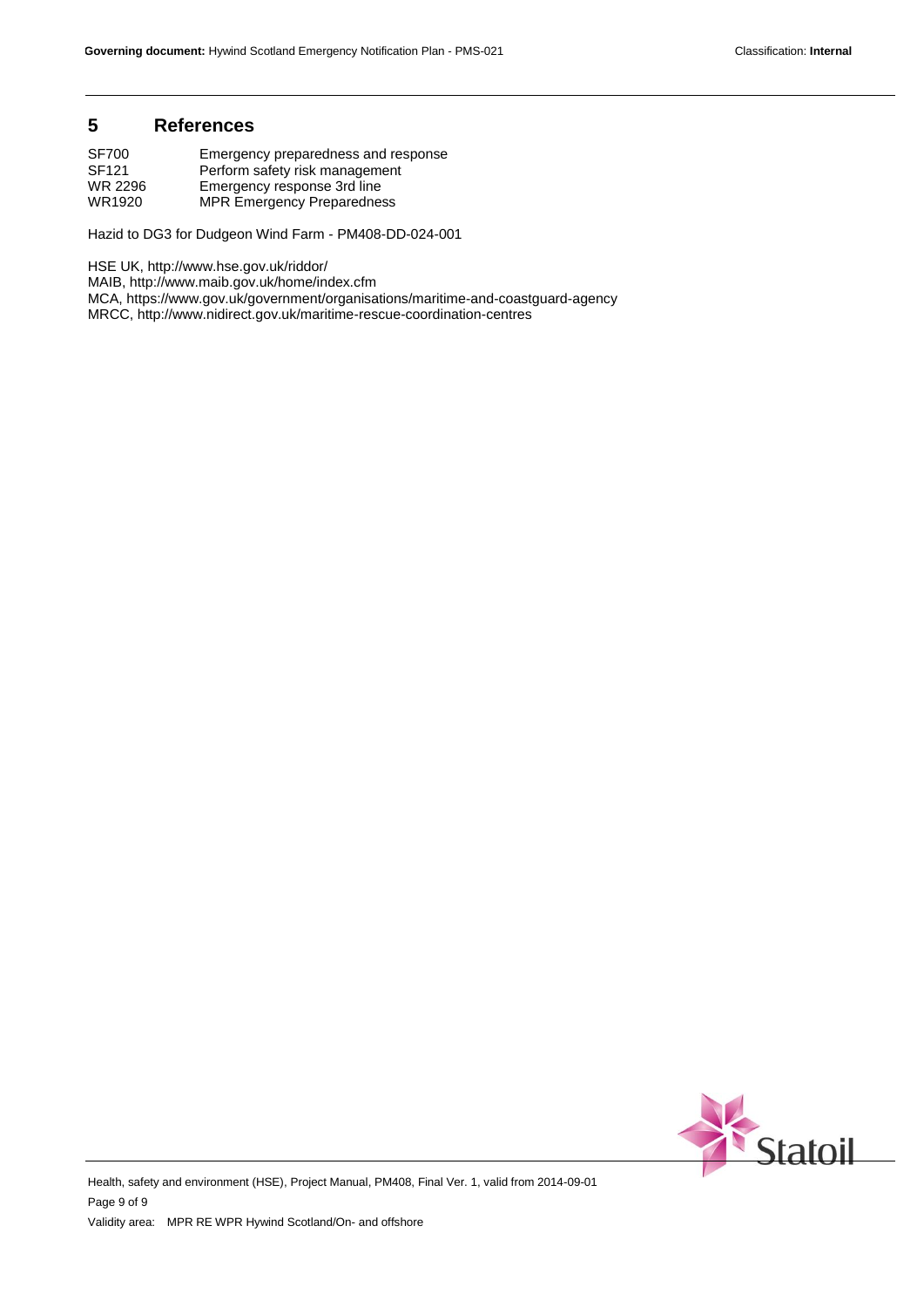## 5 References

| | |
|---|---|
| SF700 | Emergency preparedness and response |
| SF121 | Perform safety risk management |
| WR 2296 | Emergency response 3rd line |
| WR1920 | MPR Emergency Preparedness |

Hazid to DG3 for Dudgeon Wind Farm - PM408-DD-024-001

HSE UK, http://www.hse.gov.uk/riddor/
MAIB, http://www.maib.gov.uk/home/index.cfm
MCA, https://www.gov.uk/government/organisations/maritime-and-coastguard-agency
MRCC, http://www.nidirect.gov.uk/maritime-rescue-coordination-centres